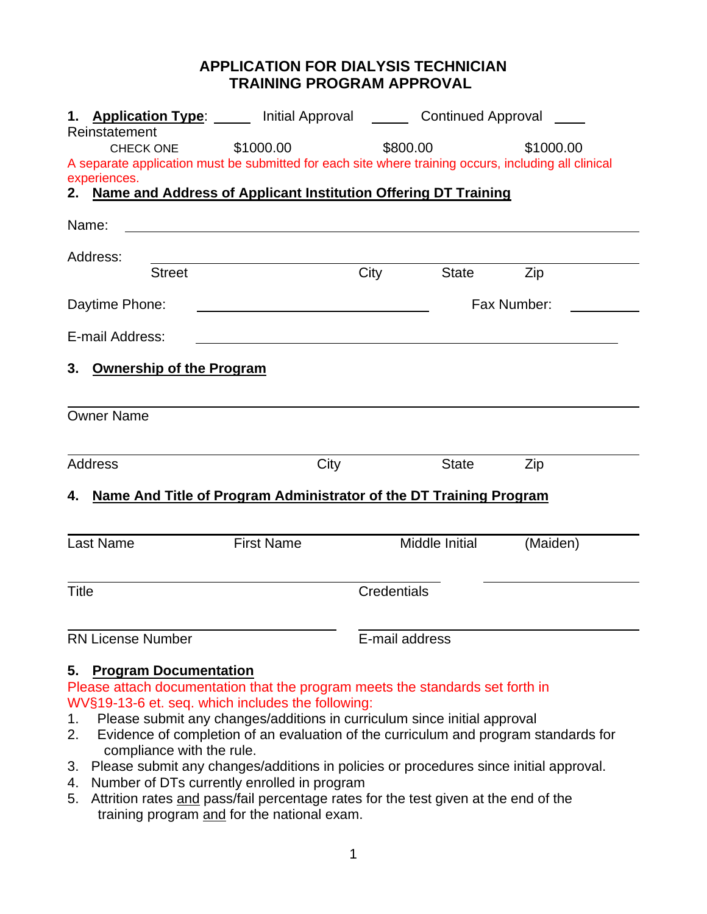# APPLICATION FOR DIALYSIS TECHNICIAN TRAINING PROGRAM APPROVAL

**1. Application Type**: _____ Initial Approval _____ Continued Approval _____ Reinstatement

| CHECK ONE | $1000.00 | $800.00 | $1000.00 |
|---|---|---|---|

A separate application must be submitted for each site where training occurs, including all clinical experiences.

**2. Name and Address of Applicant Institution Offering DT Training**

Name: ______________________________________________

Address: ______________________________________________

Street City State Zip

Daytime Phone: ______________________ Fax Number: __________

E-mail Address: ______________________________________________

**3. Ownership of the Program**

______________________________________________

Owner Name

______________________________________________

Address City State Zip

**4. Name And Title of Program Administrator of the DT Training Program**

______________________________________________

Last Name First Name Middle Initial (Maiden)

______________________________________________

Title Credentials

______________________________________________

RN License Number E-mail address

**5. Program Documentation**

Please attach documentation that the program meets the standards set forth in WV§19-13-6 et. seq. which includes the following:

1. Please submit any changes/additions in curriculum since initial approval
2. Evidence of completion of an evaluation of the curriculum and program standards for compliance with the rule.
3. Please submit any changes/additions in policies or procedures since initial approval.
4. Number of DTs currently enrolled in program
5. Attrition rates and pass/fail percentage rates for the test given at the end of the training program and for the national exam.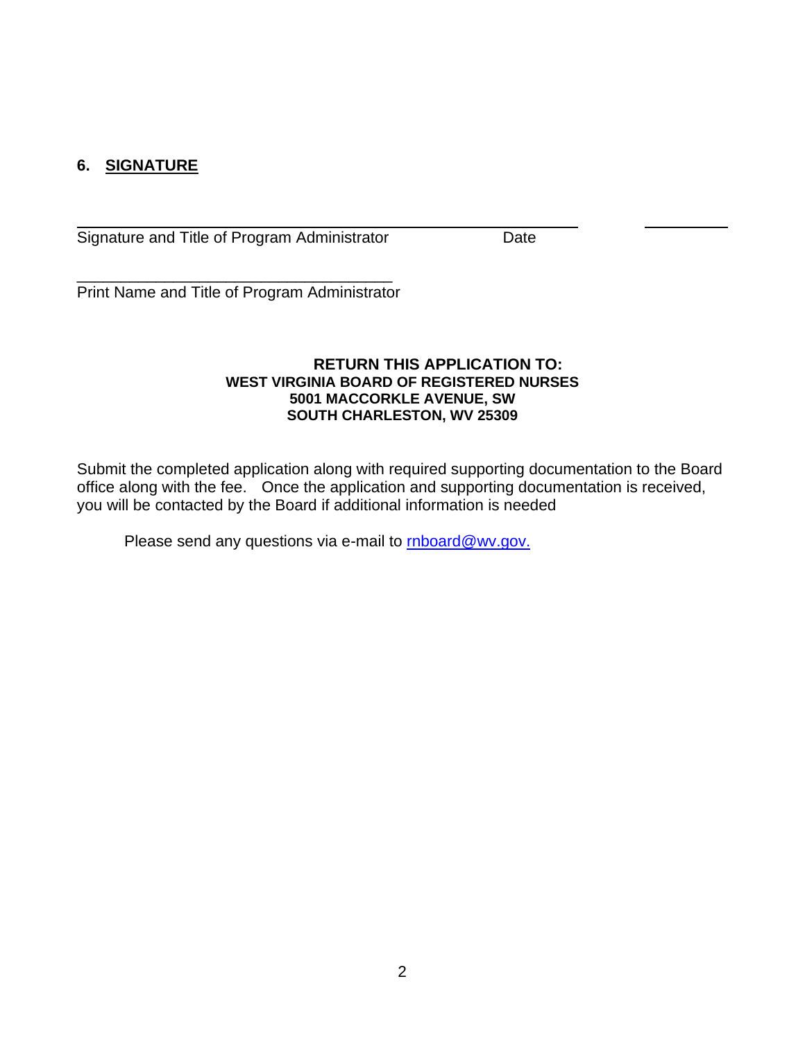## 6. SIGNATURE

______________________________________________________________ __________

Signature and Title of Program Administrator Date

______________________________________

Print Name and Title of Program Administrator

**RETURN THIS APPLICATION TO:**
**WEST VIRGINIA BOARD OF REGISTERED NURSES**
**5001 MACCORKLE AVENUE, SW**
**SOUTH CHARLESTON, WV 25309**

Submit the completed application along with required supporting documentation to the Board office along with the fee. Once the application and supporting documentation is received, you will be contacted by the Board if additional information is needed

Please send any questions via e-mail to rnboard@wv.gov.